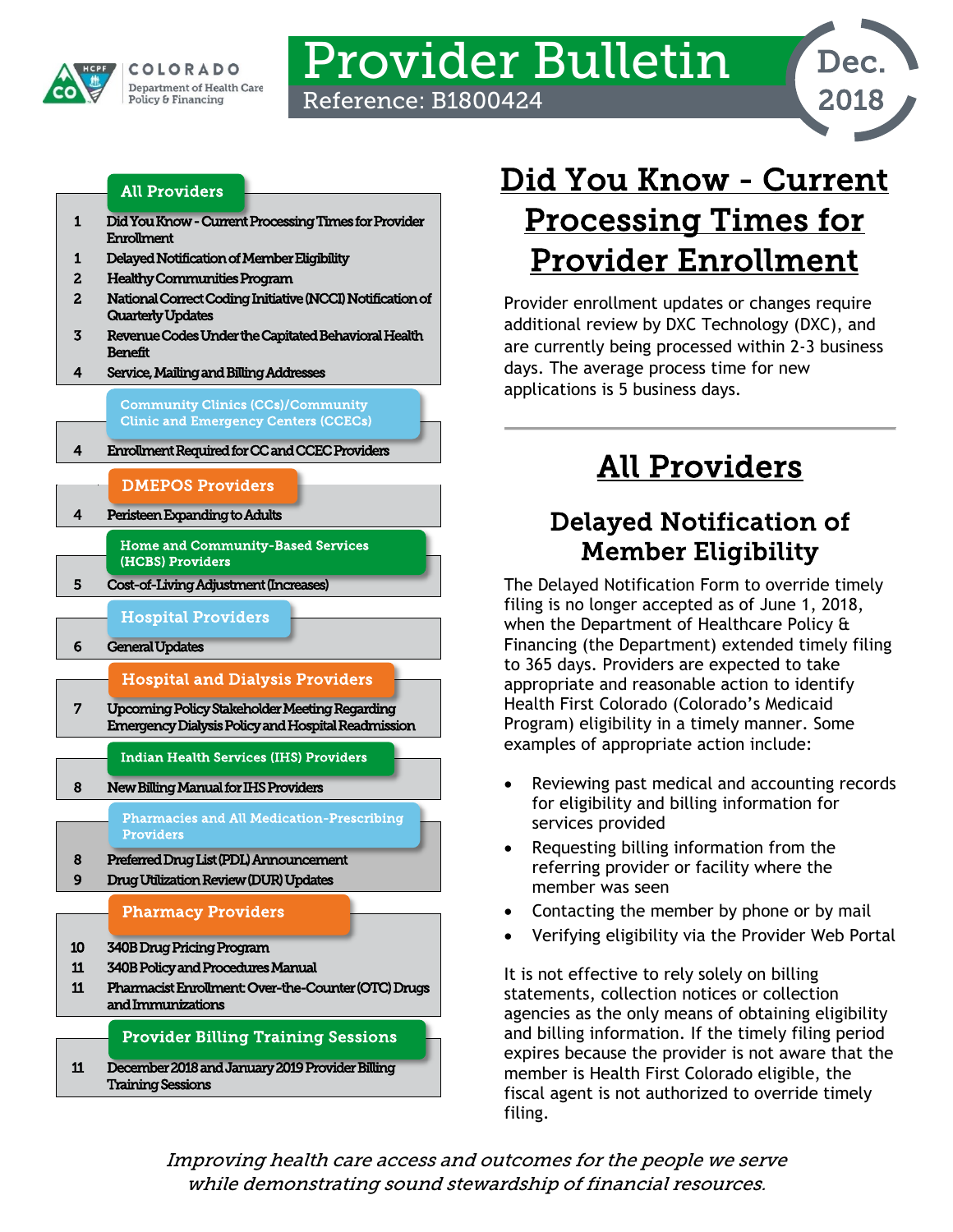# Provider Bulletin

Reference: B1800424

Dec. 2018

COLORADO Department of Health Care Policy & Financing

**All Providers**

| | |
|---|---|
| 1 | Did You Know - Current Processing Times for Provider Enrollment |
| 1 | Delayed Notification of Member Eligibility |
| 2 | Healthy Communities Program |
| 2 | National Correct Coding Initiative (NCCI) Notification of Quarterly Updates |
| 3 | Revenue Codes Under the Capitated Behavioral Health Benefit |
| 4 | Service, Mailing and Billing Addresses |

**Community Clinics (CCs)/Community Clinic and Emergency Centers (CCECs)**

| | |
|---|---|
| 4 | Enrollment Required for CC and CCEC Providers |

**DMEPOS Providers**

| | |
|---|---|
| 4 | Peristeen Expanding to Adults |

**Home and Community-Based Services (HCBS) Providers**

| | |
|---|---|
| 5 | Cost-of-Living Adjustment (Increases) |

**Hospital Providers**

| | |
|---|---|
| 6 | General Updates |

**Hospital and Dialysis Providers**

| | |
|---|---|
| 7 | Upcoming Policy Stakeholder Meeting Regarding Emergency Dialysis Policy and Hospital Readmission |

**Indian Health Services (IHS) Providers**

| | |
|---|---|
| 8 | New Billing Manual for IHS Providers |

**Pharmacies and All Medication-Prescribing Providers**

| | |
|---|---|
| 8 | Preferred Drug List (PDL) Announcement |
| 9 | Drug Utilization Review (DUR) Updates |

**Pharmacy Providers**

| | |
|---|---|
| 10 | 340B Drug Pricing Program |
| 11 | 340B Policy and Procedures Manual |
| 11 | Pharmacist Enrollment: Over-the-Counter (OTC) Drugs and Immunizations |

**Provider Billing Training Sessions**

| | |
|---|---|
| 11 | December 2018 and January 2019 Provider Billing Training Sessions |

# Did You Know - Current Processing Times for Provider Enrollment

Provider enrollment updates or changes require additional review by DXC Technology (DXC), and are currently being processed within 2-3 business days. The average process time for new applications is 5 business days.

# All Providers

## Delayed Notification of Member Eligibility

The Delayed Notification Form to override timely filing is no longer accepted as of June 1, 2018, when the Department of Healthcare Policy & Financing (the Department) extended timely filing to 365 days. Providers are expected to take appropriate and reasonable action to identify Health First Colorado (Colorado's Medicaid Program) eligibility in a timely manner. Some examples of appropriate action include:

- Reviewing past medical and accounting records for eligibility and billing information for services provided
- Requesting billing information from the referring provider or facility where the member was seen
- Contacting the member by phone or by mail
- Verifying eligibility via the Provider Web Portal

It is not effective to rely solely on billing statements, collection notices or collection agencies as the only means of obtaining eligibility and billing information. If the timely filing period expires because the provider is not aware that the member is Health First Colorado eligible, the fiscal agent is not authorized to override timely filing.

*Improving health care access and outcomes for the people we serve while demonstrating sound stewardship of financial resources.*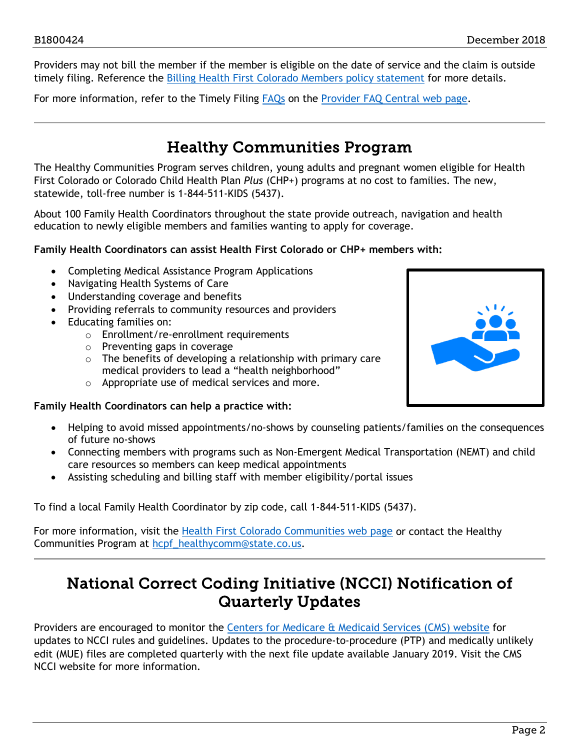Providers may not bill the member if the member is eligible on the date of service and the claim is outside timely filing. Reference the Billing Health First Colorado Members policy statement for more details.

For more information, refer to the Timely Filing FAQs on the Provider FAQ Central web page.

# Healthy Communities Program

The Healthy Communities Program serves children, young adults and pregnant women eligible for Health First Colorado or Colorado Child Health Plan *Plus* (CHP+) programs at no cost to families. The new, statewide, toll-free number is 1-844-511-KIDS (5437).

About 100 Family Health Coordinators throughout the state provide outreach, navigation and health education to newly eligible members and families wanting to apply for coverage.

**Family Health Coordinators can assist Health First Colorado or CHP+ members with:**

- Completing Medical Assistance Program Applications
- Navigating Health Systems of Care
- Understanding coverage and benefits
- Providing referrals to community resources and providers
- Educating families on:
    - Enrollment/re-enrollment requirements
    - Preventing gaps in coverage
    - The benefits of developing a relationship with primary care medical providers to lead a "health neighborhood"
    - Appropriate use of medical services and more.

**Family Health Coordinators can help a practice with:**

- Helping to avoid missed appointments/no-shows by counseling patients/families on the consequences of future no-shows
- Connecting members with programs such as Non-Emergent Medical Transportation (NEMT) and child care resources so members can keep medical appointments
- Assisting scheduling and billing staff with member eligibility/portal issues

To find a local Family Health Coordinator by zip code, call 1-844-511-KIDS (5437).

For more information, visit the Health First Colorado Communities web page or contact the Healthy Communities Program at hcpf_healthycomm@state.co.us.

# National Correct Coding Initiative (NCCI) Notification of Quarterly Updates

Providers are encouraged to monitor the Centers for Medicare & Medicaid Services (CMS) website for updates to NCCI rules and guidelines. Updates to the procedure-to-procedure (PTP) and medically unlikely edit (MUE) files are completed quarterly with the next file update available January 2019. Visit the CMS NCCI website for more information.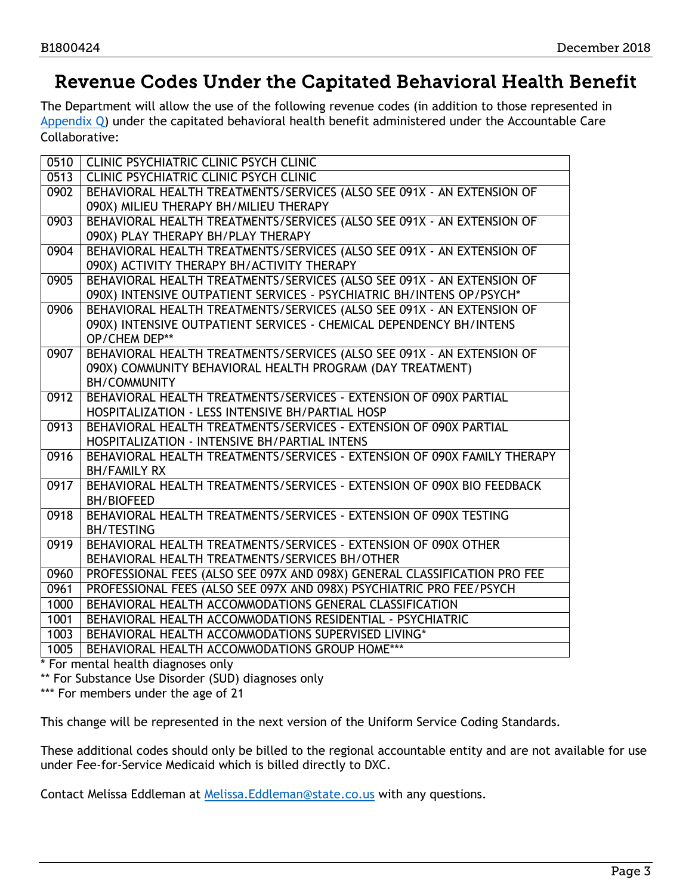## Revenue Codes Under the Capitated Behavioral Health Benefit

The Department will allow the use of the following revenue codes (in addition to those represented in Appendix Q) under the capitated behavioral health benefit administered under the Accountable Care Collaborative:

| Code | Description |
|---|---|
| 0510 | CLINIC PSYCHIATRIC CLINIC PSYCH CLINIC |
| 0513 | CLINIC PSYCHIATRIC CLINIC PSYCH CLINIC |
| 0902 | BEHAVIORAL HEALTH TREATMENTS/SERVICES (ALSO SEE 091X - AN EXTENSION OF 090X) MILIEU THERAPY BH/MILIEU THERAPY |
| 0903 | BEHAVIORAL HEALTH TREATMENTS/SERVICES (ALSO SEE 091X - AN EXTENSION OF 090X) PLAY THERAPY BH/PLAY THERAPY |
| 0904 | BEHAVIORAL HEALTH TREATMENTS/SERVICES (ALSO SEE 091X - AN EXTENSION OF 090X) ACTIVITY THERAPY BH/ACTIVITY THERAPY |
| 0905 | BEHAVIORAL HEALTH TREATMENTS/SERVICES (ALSO SEE 091X - AN EXTENSION OF 090X) INTENSIVE OUTPATIENT SERVICES - PSYCHIATRIC BH/INTENS OP/PSYCH* |
| 0906 | BEHAVIORAL HEALTH TREATMENTS/SERVICES (ALSO SEE 091X - AN EXTENSION OF 090X) INTENSIVE OUTPATIENT SERVICES - CHEMICAL DEPENDENCY BH/INTENS OP/CHEM DEP** |
| 0907 | BEHAVIORAL HEALTH TREATMENTS/SERVICES (ALSO SEE 091X - AN EXTENSION OF 090X) COMMUNITY BEHAVIORAL HEALTH PROGRAM (DAY TREATMENT) BH/COMMUNITY |
| 0912 | BEHAVIORAL HEALTH TREATMENTS/SERVICES - EXTENSION OF 090X PARTIAL HOSPITALIZATION - LESS INTENSIVE BH/PARTIAL HOSP |
| 0913 | BEHAVIORAL HEALTH TREATMENTS/SERVICES - EXTENSION OF 090X PARTIAL HOSPITALIZATION - INTENSIVE BH/PARTIAL INTENS |
| 0916 | BEHAVIORAL HEALTH TREATMENTS/SERVICES - EXTENSION OF 090X FAMILY THERAPY BH/FAMILY RX |
| 0917 | BEHAVIORAL HEALTH TREATMENTS/SERVICES - EXTENSION OF 090X BIO FEEDBACK BH/BIOFEED |
| 0918 | BEHAVIORAL HEALTH TREATMENTS/SERVICES - EXTENSION OF 090X TESTING BH/TESTING |
| 0919 | BEHAVIORAL HEALTH TREATMENTS/SERVICES - EXTENSION OF 090X OTHER BEHAVIORAL HEALTH TREATMENTS/SERVICES BH/OTHER |
| 0960 | PROFESSIONAL FEES (ALSO SEE 097X AND 098X) GENERAL CLASSIFICATION PRO FEE |
| 0961 | PROFESSIONAL FEES (ALSO SEE 097X AND 098X) PSYCHIATRIC PRO FEE/PSYCH |
| 1000 | BEHAVIORAL HEALTH ACCOMMODATIONS GENERAL CLASSIFICATION |
| 1001 | BEHAVIORAL HEALTH ACCOMMODATIONS RESIDENTIAL - PSYCHIATRIC |
| 1003 | BEHAVIORAL HEALTH ACCOMMODATIONS SUPERVISED LIVING* |
| 1005 | BEHAVIORAL HEALTH ACCOMMODATIONS GROUP HOME*** |

\* For mental health diagnoses only

\** For Substance Use Disorder (SUD) diagnoses only

\*** For members under the age of 21

This change will be represented in the next version of the Uniform Service Coding Standards.

These additional codes should only be billed to the regional accountable entity and are not available for use under Fee-for-Service Medicaid which is billed directly to DXC.

Contact Melissa Eddleman at Melissa.Eddleman@state.co.us with any questions.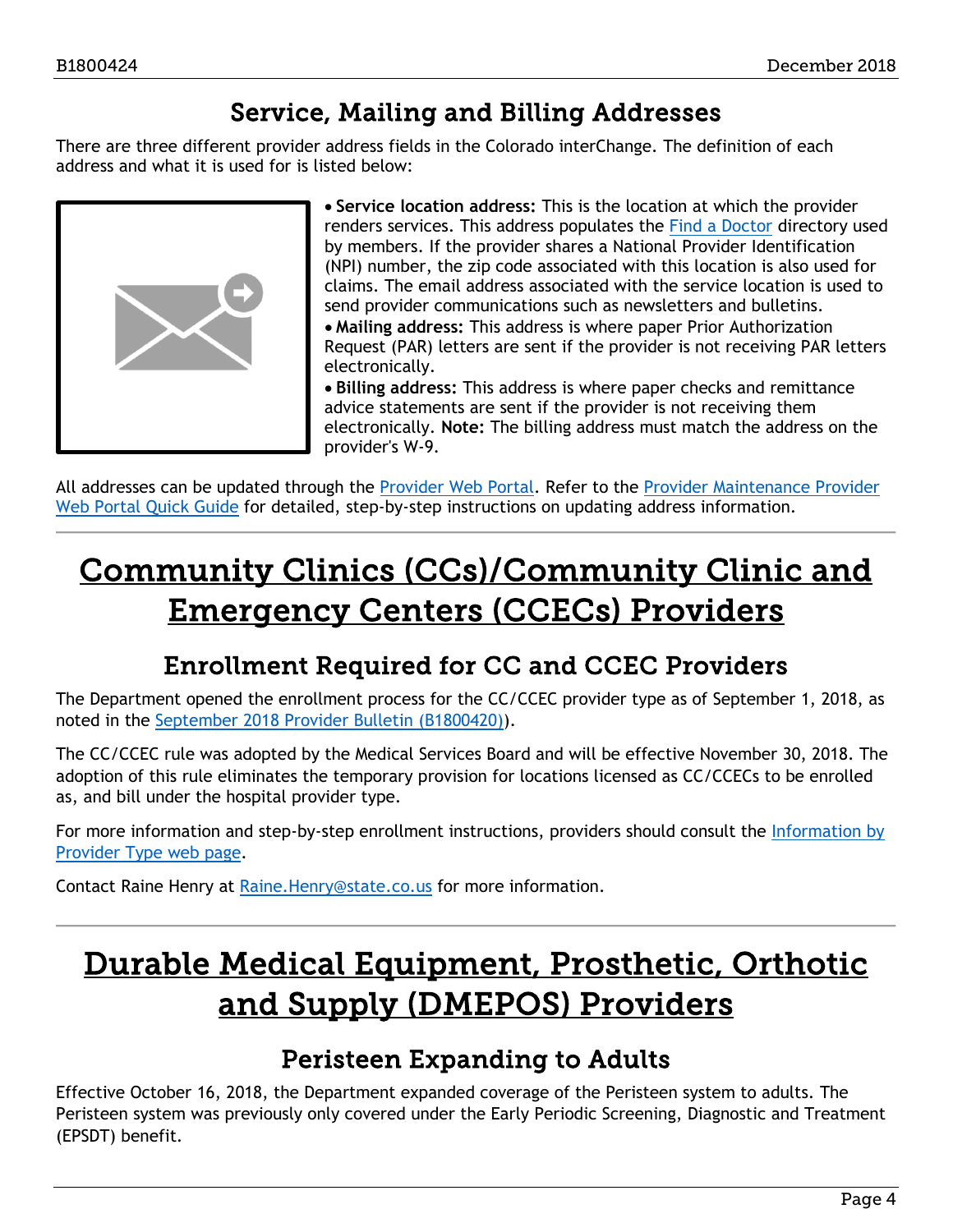## Service, Mailing and Billing Addresses

There are three different provider address fields in the Colorado interChange. The definition of each address and what it is used for is listed below:

- **Service location address:** This is the location at which the provider renders services. This address populates the Find a Doctor directory used by members. If the provider shares a National Provider Identification (NPI) number, the zip code associated with this location is also used for claims. The email address associated with the service location is used to send provider communications such as newsletters and bulletins.
- **Mailing address:** This address is where paper Prior Authorization Request (PAR) letters are sent if the provider is not receiving PAR letters electronically.
- **Billing address:** This address is where paper checks and remittance advice statements are sent if the provider is not receiving them electronically. **Note:** The billing address must match the address on the provider's W-9.

All addresses can be updated through the Provider Web Portal. Refer to the Provider Maintenance Provider Web Portal Quick Guide for detailed, step-by-step instructions on updating address information.

# Community Clinics (CCs)/Community Clinic and Emergency Centers (CCECs) Providers

## Enrollment Required for CC and CCEC Providers

The Department opened the enrollment process for the CC/CCEC provider type as of September 1, 2018, as noted in the September 2018 Provider Bulletin (B1800420)).

The CC/CCEC rule was adopted by the Medical Services Board and will be effective November 30, 2018. The adoption of this rule eliminates the temporary provision for locations licensed as CC/CCECs to be enrolled as, and bill under the hospital provider type.

For more information and step-by-step enrollment instructions, providers should consult the Information by Provider Type web page.

Contact Raine Henry at Raine.Henry@state.co.us for more information.

# Durable Medical Equipment, Prosthetic, Orthotic and Supply (DMEPOS) Providers

## Peristeen Expanding to Adults

Effective October 16, 2018, the Department expanded coverage of the Peristeen system to adults. The Peristeen system was previously only covered under the Early Periodic Screening, Diagnostic and Treatment (EPSDT) benefit.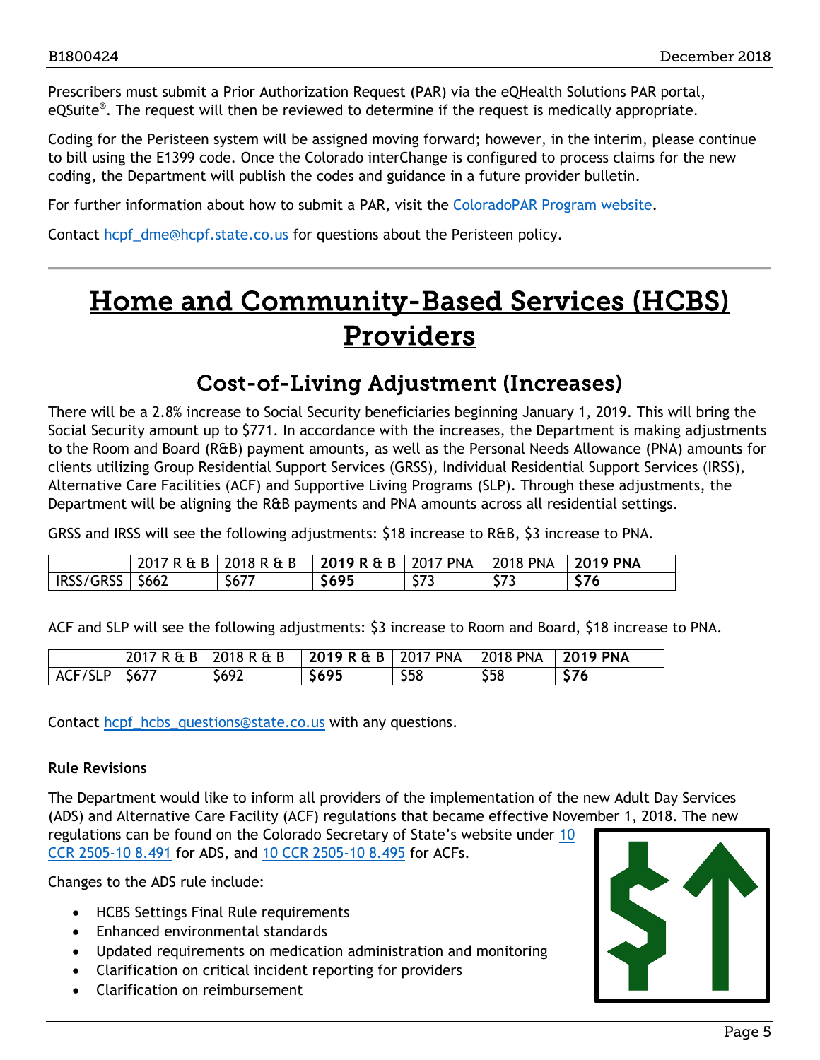Prescribers must submit a Prior Authorization Request (PAR) via the eQHealth Solutions PAR portal, eQSuite®. The request will then be reviewed to determine if the request is medically appropriate.

Coding for the Peristeen system will be assigned moving forward; however, in the interim, please continue to bill using the E1399 code. Once the Colorado interChange is configured to process claims for the new coding, the Department will publish the codes and guidance in a future provider bulletin.

For further information about how to submit a PAR, visit the ColoradoPAR Program website.

Contact hcpf_dme@hcpf.state.co.us for questions about the Peristeen policy.

# Home and Community-Based Services (HCBS) Providers

## Cost-of-Living Adjustment (Increases)

There will be a 2.8% increase to Social Security beneficiaries beginning January 1, 2019. This will bring the Social Security amount up to $771. In accordance with the increases, the Department is making adjustments to the Room and Board (R&B) payment amounts, as well as the Personal Needs Allowance (PNA) amounts for clients utilizing Group Residential Support Services (GRSS), Individual Residential Support Services (IRSS), Alternative Care Facilities (ACF) and Supportive Living Programs (SLP). Through these adjustments, the Department will be aligning the R&B payments and PNA amounts across all residential settings.

GRSS and IRSS will see the following adjustments: $18 increase to R&B, $3 increase to PNA.

| | 2017 R & B | 2018 R & B | **2019 R & B** | 2017 PNA | 2018 PNA | **2019 PNA** |
|---|---|---|---|---|---|---|
| IRSS/GRSS | $662 | $677 | **$695** | $73 | $73 | **$76** |

ACF and SLP will see the following adjustments: $3 increase to Room and Board, $18 increase to PNA.

| | 2017 R & B | 2018 R & B | **2019 R & B** | 2017 PNA | 2018 PNA | **2019 PNA** |
|---|---|---|---|---|---|---|
| ACF/SLP | $677 | $692 | **$695** | $58 | $58 | **$76** |

Contact hcpf_hcbs_questions@state.co.us with any questions.

**Rule Revisions**

The Department would like to inform all providers of the implementation of the new Adult Day Services (ADS) and Alternative Care Facility (ACF) regulations that became effective November 1, 2018. The new regulations can be found on the Colorado Secretary of State's website under 10 CCR 2505-10 8.491 for ADS, and 10 CCR 2505-10 8.495 for ACFs.

Changes to the ADS rule include:

- HCBS Settings Final Rule requirements
- Enhanced environmental standards
- Updated requirements on medication administration and monitoring
- Clarification on critical incident reporting for providers
- Clarification on reimbursement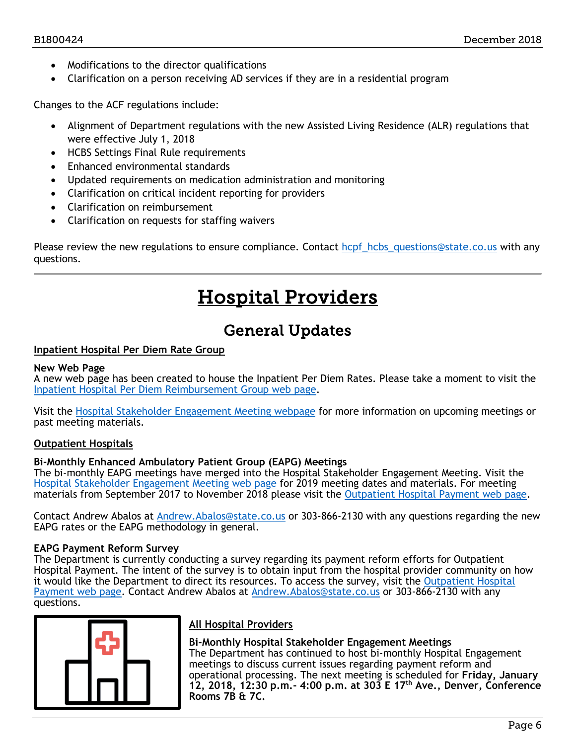- Modifications to the director qualifications
- Clarification on a person receiving AD services if they are in a residential program

Changes to the ACF regulations include:

- Alignment of Department regulations with the new Assisted Living Residence (ALR) regulations that were effective July 1, 2018
- HCBS Settings Final Rule requirements
- Enhanced environmental standards
- Updated requirements on medication administration and monitoring
- Clarification on critical incident reporting for providers
- Clarification on reimbursement
- Clarification on requests for staffing waivers

Please review the new regulations to ensure compliance. Contact hcpf_hcbs_questions@state.co.us with any questions.

---

# Hospital Providers

## General Updates

**Inpatient Hospital Per Diem Rate Group**

**New Web Page**
A new web page has been created to house the Inpatient Per Diem Rates. Please take a moment to visit the Inpatient Hospital Per Diem Reimbursement Group web page.

Visit the Hospital Stakeholder Engagement Meeting webpage for more information on upcoming meetings or past meeting materials.

**Outpatient Hospitals**

**Bi-Monthly Enhanced Ambulatory Patient Group (EAPG) Meetings**
The bi-monthly EAPG meetings have merged into the Hospital Stakeholder Engagement Meeting. Visit the Hospital Stakeholder Engagement Meeting web page for 2019 meeting dates and materials. For meeting materials from September 2017 to November 2018 please visit the Outpatient Hospital Payment web page.

Contact Andrew Abalos at Andrew.Abalos@state.co.us or 303-866-2130 with any questions regarding the new EAPG rates or the EAPG methodology in general.

**EAPG Payment Reform Survey**
The Department is currently conducting a survey regarding its payment reform efforts for Outpatient Hospital Payment. The intent of the survey is to obtain input from the hospital provider community on how it would like the Department to direct its resources. To access the survey, visit the Outpatient Hospital Payment web page. Contact Andrew Abalos at Andrew.Abalos@state.co.us or 303-866-2130 with any questions.

**All Hospital Providers**

**Bi-Monthly Hospital Stakeholder Engagement Meetings**
The Department has continued to host bi-monthly Hospital Engagement meetings to discuss current issues regarding payment reform and operational processing. The next meeting is scheduled for **Friday, January 12, 2018, 12:30 p.m.- 4:00 p.m. at 303 E 17th Ave., Denver, Conference Rooms 7B & 7C.**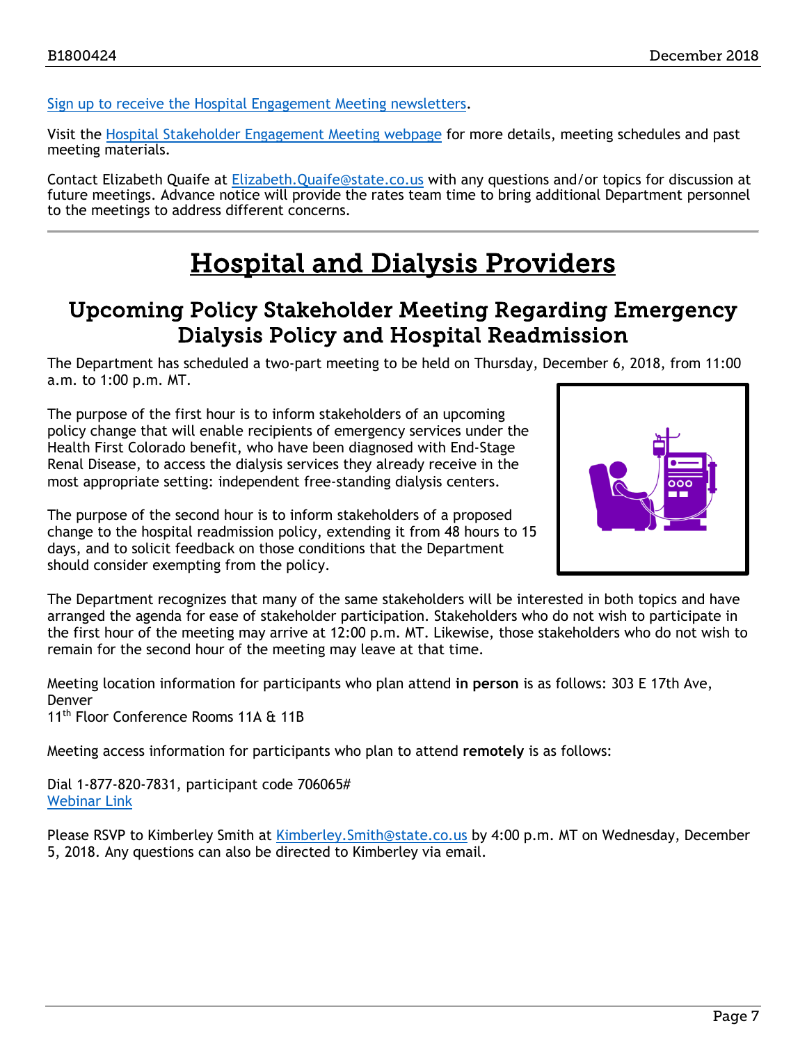Sign up to receive the Hospital Engagement Meeting newsletters.

Visit the Hospital Stakeholder Engagement Meeting webpage for more details, meeting schedules and past meeting materials.

Contact Elizabeth Quaife at Elizabeth.Quaife@state.co.us with any questions and/or topics for discussion at future meetings. Advance notice will provide the rates team time to bring additional Department personnel to the meetings to address different concerns.

---

# Hospital and Dialysis Providers

## Upcoming Policy Stakeholder Meeting Regarding Emergency Dialysis Policy and Hospital Readmission

The Department has scheduled a two-part meeting to be held on Thursday, December 6, 2018, from 11:00 a.m. to 1:00 p.m. MT.

The purpose of the first hour is to inform stakeholders of an upcoming policy change that will enable recipients of emergency services under the Health First Colorado benefit, who have been diagnosed with End-Stage Renal Disease, to access the dialysis services they already receive in the most appropriate setting: independent free-standing dialysis centers.

The purpose of the second hour is to inform stakeholders of a proposed change to the hospital readmission policy, extending it from 48 hours to 15 days, and to solicit feedback on those conditions that the Department should consider exempting from the policy.

The Department recognizes that many of the same stakeholders will be interested in both topics and have arranged the agenda for ease of stakeholder participation. Stakeholders who do not wish to participate in the first hour of the meeting may arrive at 12:00 p.m. MT. Likewise, those stakeholders who do not wish to remain for the second hour of the meeting may leave at that time.

Meeting location information for participants who plan attend **in person** is as follows: 303 E 17th Ave, Denver
11th Floor Conference Rooms 11A & 11B

Meeting access information for participants who plan to attend **remotely** is as follows:

Dial 1-877-820-7831, participant code 706065#
Webinar Link

Please RSVP to Kimberley Smith at Kimberley.Smith@state.co.us by 4:00 p.m. MT on Wednesday, December 5, 2018. Any questions can also be directed to Kimberley via email.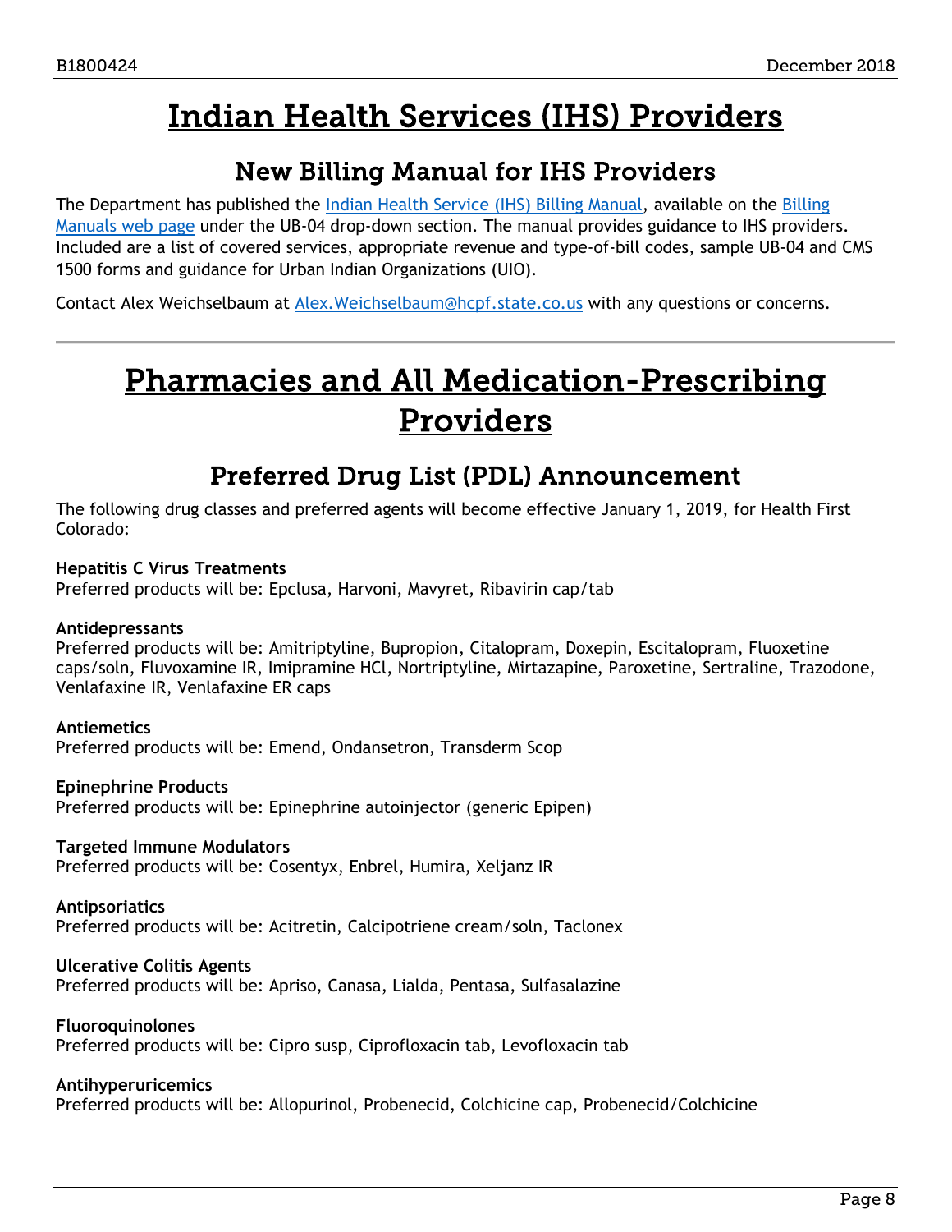# Indian Health Services (IHS) Providers

## New Billing Manual for IHS Providers

The Department has published the [Indian Health Service (IHS) Billing Manual](), available on the [Billing Manuals web page]() under the UB-04 drop-down section. The manual provides guidance to IHS providers. Included are a list of covered services, appropriate revenue and type-of-bill codes, sample UB-04 and CMS 1500 forms and guidance for Urban Indian Organizations (UIO).

Contact Alex Weichselbaum at [Alex.Weichselbaum@hcpf.state.co.us]() with any questions or concerns.

---

# Pharmacies and All Medication-Prescribing Providers

## Preferred Drug List (PDL) Announcement

The following drug classes and preferred agents will become effective January 1, 2019, for Health First Colorado:

**Hepatitis C Virus Treatments**
Preferred products will be: Epclusa, Harvoni, Mavyret, Ribavirin cap/tab

**Antidepressants**
Preferred products will be: Amitriptyline, Bupropion, Citalopram, Doxepin, Escitalopram, Fluoxetine caps/soln, Fluvoxamine IR, Imipramine HCl, Nortriptyline, Mirtazapine, Paroxetine, Sertraline, Trazodone, Venlafaxine IR, Venlafaxine ER caps

**Antiemetics**
Preferred products will be: Emend, Ondansetron, Transderm Scop

**Epinephrine Products**
Preferred products will be: Epinephrine autoinjector (generic Epipen)

**Targeted Immune Modulators**
Preferred products will be: Cosentyx, Enbrel, Humira, Xeljanz IR

**Antipsoriatics**
Preferred products will be: Acitretin, Calcipotriene cream/soln, Taclonex

**Ulcerative Colitis Agents**
Preferred products will be: Apriso, Canasa, Lialda, Pentasa, Sulfasalazine

**Fluoroquinolones**
Preferred products will be: Cipro susp, Ciprofloxacin tab, Levofloxacin tab

**Antihyperuricemics**
Preferred products will be: Allopurinol, Probenecid, Colchicine cap, Probenecid/Colchicine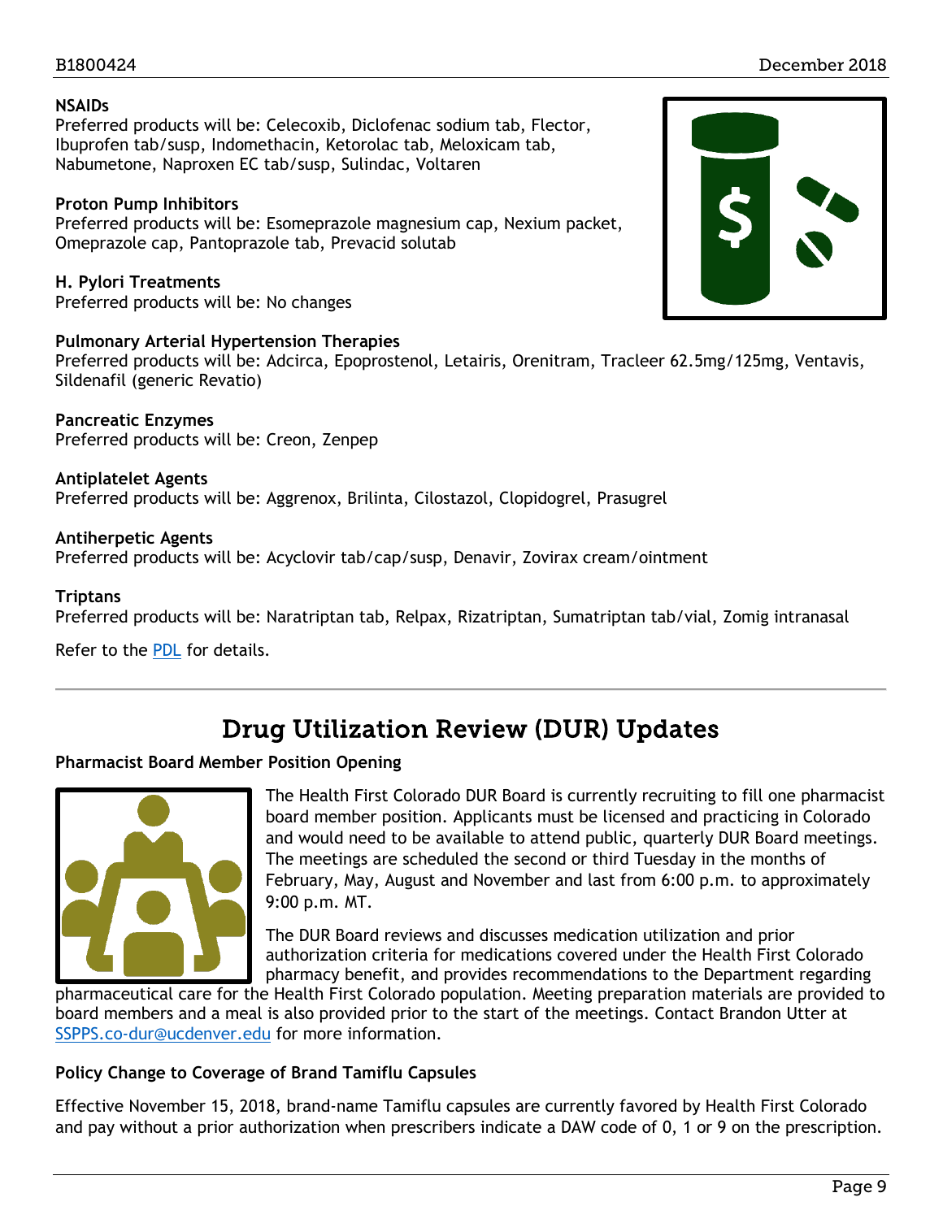**NSAIDs**
Preferred products will be: Celecoxib, Diclofenac sodium tab, Flector, Ibuprofen tab/susp, Indomethacin, Ketorolac tab, Meloxicam tab, Nabumetone, Naproxen EC tab/susp, Sulindac, Voltaren

**Proton Pump Inhibitors**
Preferred products will be: Esomeprazole magnesium cap, Nexium packet, Omeprazole cap, Pantoprazole tab, Prevacid solutab

**H. Pylori Treatments**
Preferred products will be: No changes

**Pulmonary Arterial Hypertension Therapies**
Preferred products will be: Adcirca, Epoprostenol, Letairis, Orenitram, Tracleer 62.5mg/125mg, Ventavis, Sildenafil (generic Revatio)

**Pancreatic Enzymes**
Preferred products will be: Creon, Zenpep

**Antiplatelet Agents**
Preferred products will be: Aggrenox, Brilinta, Cilostazol, Clopidogrel, Prasugrel

**Antiherpetic Agents**
Preferred products will be: Acyclovir tab/cap/susp, Denavir, Zovirax cream/ointment

**Triptans**
Preferred products will be: Naratriptan tab, Relpax, Rizatriptan, Sumatriptan tab/vial, Zomig intranasal

Refer to the PDL for details.

## Drug Utilization Review (DUR) Updates

**Pharmacist Board Member Position Opening**

The Health First Colorado DUR Board is currently recruiting to fill one pharmacist board member position. Applicants must be licensed and practicing in Colorado and would need to be available to attend public, quarterly DUR Board meetings. The meetings are scheduled the second or third Tuesday in the months of February, May, August and November and last from 6:00 p.m. to approximately 9:00 p.m. MT.

The DUR Board reviews and discusses medication utilization and prior authorization criteria for medications covered under the Health First Colorado pharmacy benefit, and provides recommendations to the Department regarding pharmaceutical care for the Health First Colorado population. Meeting preparation materials are provided to board members and a meal is also provided prior to the start of the meetings. Contact Brandon Utter at SSPPS.co-dur@ucdenver.edu for more information.

**Policy Change to Coverage of Brand Tamiflu Capsules**

Effective November 15, 2018, brand-name Tamiflu capsules are currently favored by Health First Colorado and pay without a prior authorization when prescribers indicate a DAW code of 0, 1 or 9 on the prescription.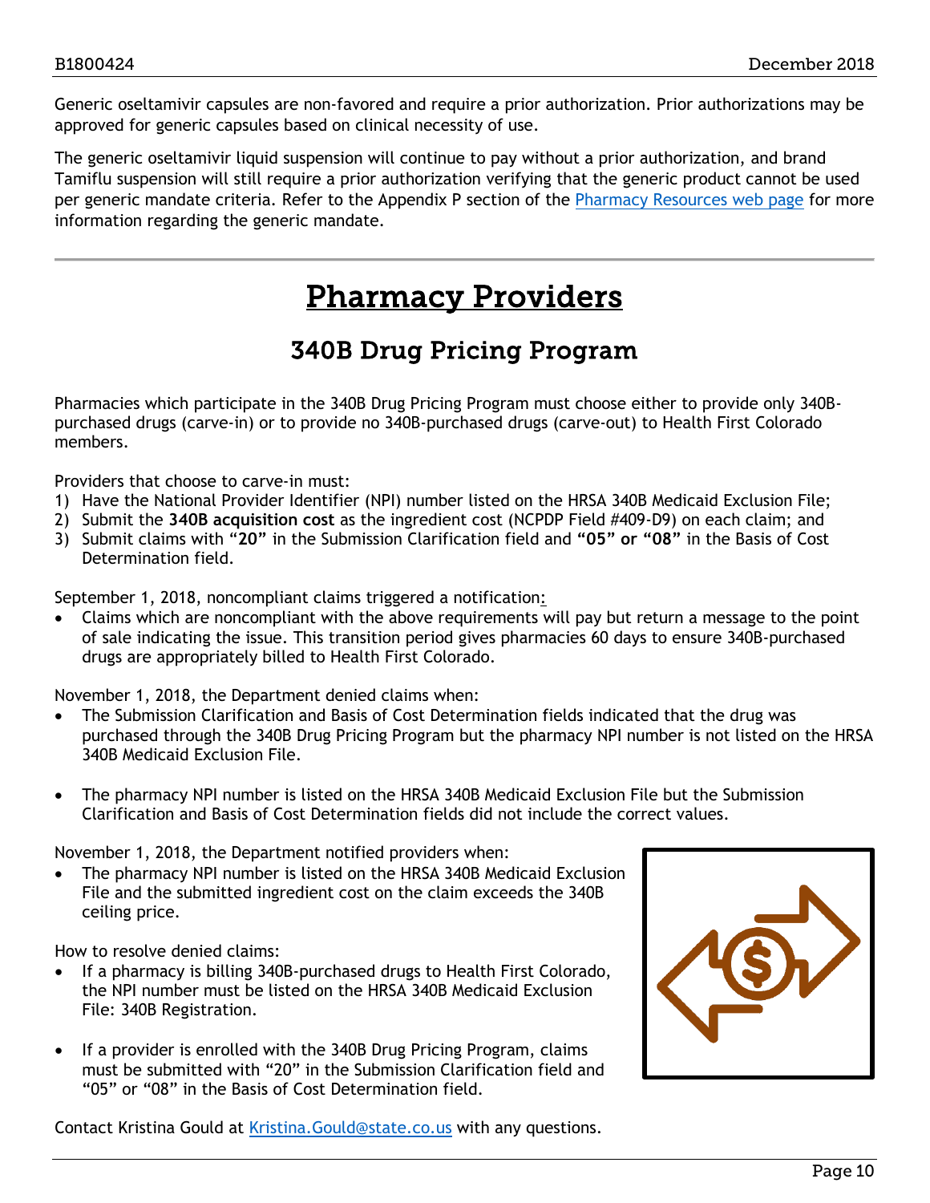Generic oseltamivir capsules are non-favored and require a prior authorization. Prior authorizations may be approved for generic capsules based on clinical necessity of use.

The generic oseltamivir liquid suspension will continue to pay without a prior authorization, and brand Tamiflu suspension will still require a prior authorization verifying that the generic product cannot be used per generic mandate criteria. Refer to the Appendix P section of the Pharmacy Resources web page for more information regarding the generic mandate.

---

# Pharmacy Providers

## 340B Drug Pricing Program

Pharmacies which participate in the 340B Drug Pricing Program must choose either to provide only 340B-purchased drugs (carve-in) or to provide no 340B-purchased drugs (carve-out) to Health First Colorado members.

Providers that choose to carve-in must:

1) Have the National Provider Identifier (NPI) number listed on the HRSA 340B Medicaid Exclusion File;
2) Submit the **340B acquisition cost** as the ingredient cost (NCPDP Field #409-D9) on each claim; and
3) Submit claims with **"20"** in the Submission Clarification field and **"05" or "08"** in the Basis of Cost Determination field.

September 1, 2018, noncompliant claims triggered a notification:

- Claims which are noncompliant with the above requirements will pay but return a message to the point of sale indicating the issue. This transition period gives pharmacies 60 days to ensure 340B-purchased drugs are appropriately billed to Health First Colorado.

November 1, 2018, the Department denied claims when:

- The Submission Clarification and Basis of Cost Determination fields indicated that the drug was purchased through the 340B Drug Pricing Program but the pharmacy NPI number is not listed on the HRSA 340B Medicaid Exclusion File.
- The pharmacy NPI number is listed on the HRSA 340B Medicaid Exclusion File but the Submission Clarification and Basis of Cost Determination fields did not include the correct values.

November 1, 2018, the Department notified providers when:

- The pharmacy NPI number is listed on the HRSA 340B Medicaid Exclusion File and the submitted ingredient cost on the claim exceeds the 340B ceiling price.

How to resolve denied claims:

- If a pharmacy is billing 340B-purchased drugs to Health First Colorado, the NPI number must be listed on the HRSA 340B Medicaid Exclusion File: 340B Registration.
- If a provider is enrolled with the 340B Drug Pricing Program, claims must be submitted with "20" in the Submission Clarification field and "05" or "08" in the Basis of Cost Determination field.

Contact Kristina Gould at Kristina.Gould@state.co.us with any questions.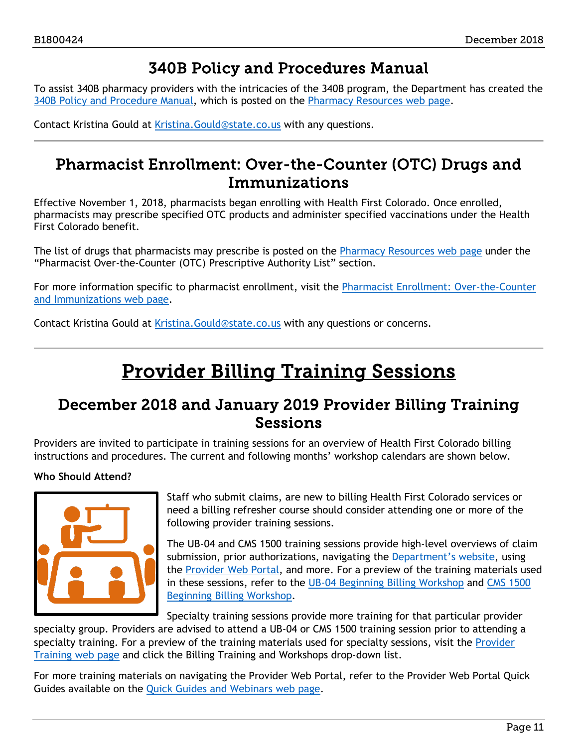## 340B Policy and Procedures Manual

To assist 340B pharmacy providers with the intricacies of the 340B program, the Department has created the 340B Policy and Procedure Manual, which is posted on the Pharmacy Resources web page.

Contact Kristina Gould at Kristina.Gould@state.co.us with any questions.

## Pharmacist Enrollment: Over-the-Counter (OTC) Drugs and Immunizations

Effective November 1, 2018, pharmacists began enrolling with Health First Colorado. Once enrolled, pharmacists may prescribe specified OTC products and administer specified vaccinations under the Health First Colorado benefit.

The list of drugs that pharmacists may prescribe is posted on the Pharmacy Resources web page under the "Pharmacist Over-the-Counter (OTC) Prescriptive Authority List" section.

For more information specific to pharmacist enrollment, visit the Pharmacist Enrollment: Over-the-Counter and Immunizations web page.

Contact Kristina Gould at Kristina.Gould@state.co.us with any questions or concerns.

# Provider Billing Training Sessions

## December 2018 and January 2019 Provider Billing Training Sessions

Providers are invited to participate in training sessions for an overview of Health First Colorado billing instructions and procedures. The current and following months' workshop calendars are shown below.

**Who Should Attend?**

Staff who submit claims, are new to billing Health First Colorado services or need a billing refresher course should consider attending one or more of the following provider training sessions.

The UB-04 and CMS 1500 training sessions provide high-level overviews of claim submission, prior authorizations, navigating the Department's website, using the Provider Web Portal, and more. For a preview of the training materials used in these sessions, refer to the UB-04 Beginning Billing Workshop and CMS 1500 Beginning Billing Workshop.

Specialty training sessions provide more training for that particular provider specialty group. Providers are advised to attend a UB-04 or CMS 1500 training session prior to attending a specialty training. For a preview of the training materials used for specialty sessions, visit the Provider Training web page and click the Billing Training and Workshops drop-down list.

For more training materials on navigating the Provider Web Portal, refer to the Provider Web Portal Quick Guides available on the Quick Guides and Webinars web page.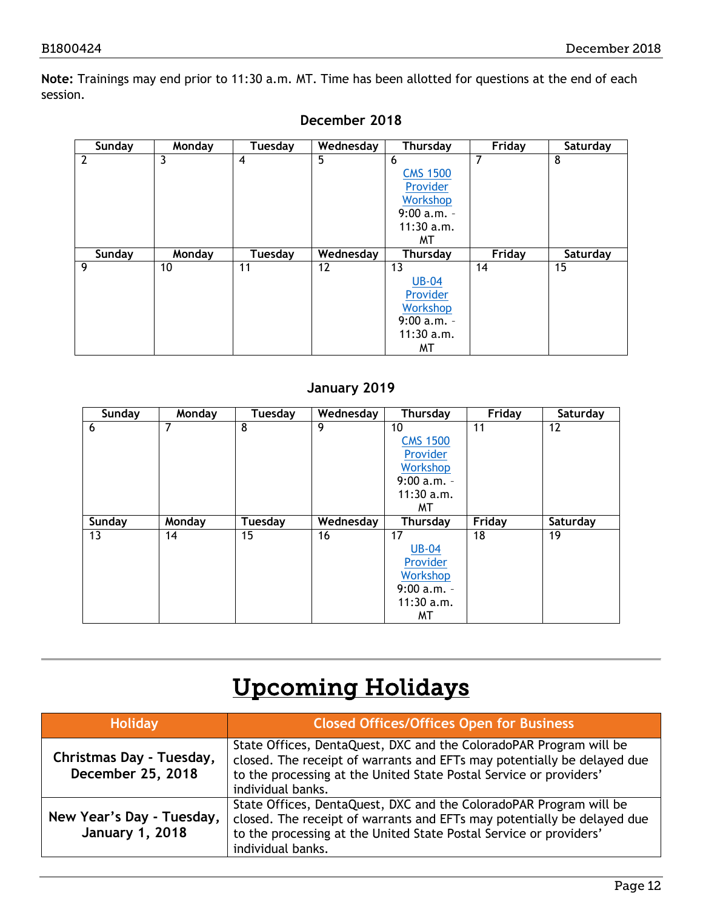**Note:** Trainings may end prior to 11:30 a.m. MT. Time has been allotted for questions at the end of each session.

**December 2018**

| Sunday | Monday | Tuesday | Wednesday | Thursday | Friday | Saturday |
|---|---|---|---|---|---|---|
| 2 | 3 | 4 | 5 | 6 CMS 1500 Provider Workshop 9:00 a.m. - 11:30 a.m. MT | 7 | 8 |
| 9 | 10 | 11 | 12 | 13 UB-04 Provider Workshop 9:00 a.m. - 11:30 a.m. MT | 14 | 15 |

**January 2019**

| Sunday | Monday | Tuesday | Wednesday | Thursday | Friday | Saturday |
|---|---|---|---|---|---|---|
| 6 | 7 | 8 | 9 | 10 CMS 1500 Provider Workshop 9:00 a.m. - 11:30 a.m. MT | 11 | 12 |
| 13 | 14 | 15 | 16 | 17 UB-04 Provider Workshop 9:00 a.m. - 11:30 a.m. MT | 18 | 19 |

# Upcoming Holidays

| Holiday | Closed Offices/Offices Open for Business |
|---|---|
| **Christmas Day - Tuesday, December 25, 2018** | State Offices, DentaQuest, DXC and the ColoradoPAR Program will be closed. The receipt of warrants and EFTs may potentially be delayed due to the processing at the United State Postal Service or providers' individual banks. |
| **New Year's Day - Tuesday, January 1, 2018** | State Offices, DentaQuest, DXC and the ColoradoPAR Program will be closed. The receipt of warrants and EFTs may potentially be delayed due to the processing at the United State Postal Service or providers' individual banks. |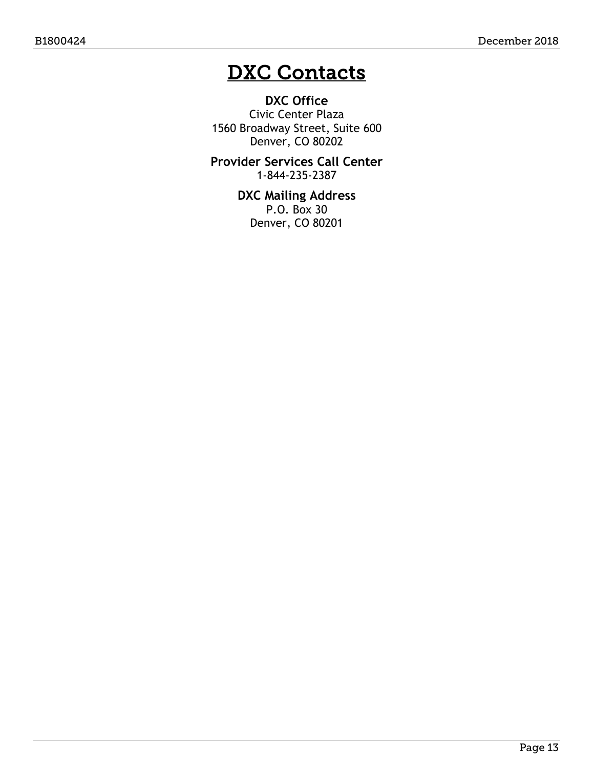# DXC Contacts

**DXC Office**
Civic Center Plaza
1560 Broadway Street, Suite 600
Denver, CO 80202

**Provider Services Call Center**
1-844-235-2387

**DXC Mailing Address**
P.O. Box 30
Denver, CO 80201